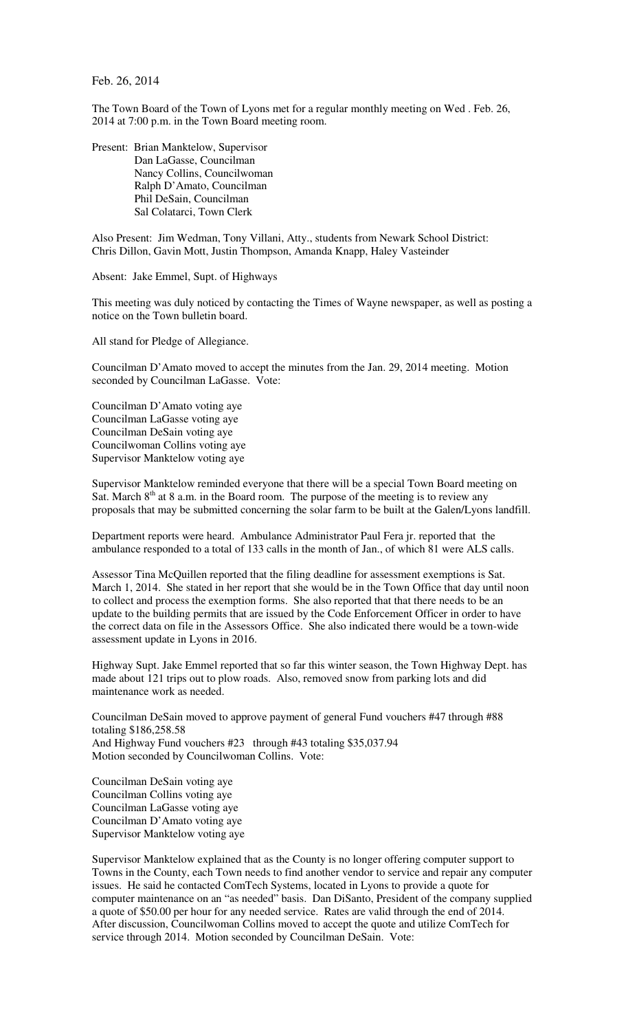Feb. 26, 2014

The Town Board of the Town of Lyons met for a regular monthly meeting on Wed . Feb. 26, 2014 at 7:00 p.m. in the Town Board meeting room.

Present: Brian Manktelow, Supervisor
Dan LaGasse, Councilman
Nancy Collins, Councilwoman
Ralph D'Amato, Councilman
Phil DeSain, Councilman
Sal Colatarci, Town Clerk

Also Present: Jim Wedman, Tony Villani, Atty., students from Newark School District: Chris Dillon, Gavin Mott, Justin Thompson, Amanda Knapp, Haley Vasteinder

Absent: Jake Emmel, Supt. of Highways

This meeting was duly noticed by contacting the Times of Wayne newspaper, as well as posting a notice on the Town bulletin board.

All stand for Pledge of Allegiance.

Councilman D'Amato moved to accept the minutes from the Jan. 29, 2014 meeting. Motion seconded by Councilman LaGasse. Vote:

Councilman D'Amato voting aye
Councilman LaGasse voting aye
Councilman DeSain voting aye
Councilwoman Collins voting aye
Supervisor Manktelow voting aye

Supervisor Manktelow reminded everyone that there will be a special Town Board meeting on Sat. March 8th at 8 a.m. in the Board room. The purpose of the meeting is to review any proposals that may be submitted concerning the solar farm to be built at the Galen/Lyons landfill.

Department reports were heard. Ambulance Administrator Paul Fera jr. reported that the ambulance responded to a total of 133 calls in the month of Jan., of which 81 were ALS calls.

Assessor Tina McQuillen reported that the filing deadline for assessment exemptions is Sat. March 1, 2014. She stated in her report that she would be in the Town Office that day until noon to collect and process the exemption forms. She also reported that that there needs to be an update to the building permits that are issued by the Code Enforcement Officer in order to have the correct data on file in the Assessors Office. She also indicated there would be a town-wide assessment update in Lyons in 2016.

Highway Supt. Jake Emmel reported that so far this winter season, the Town Highway Dept. has made about 121 trips out to plow roads. Also, removed snow from parking lots and did maintenance work as needed.

Councilman DeSain moved to approve payment of general Fund vouchers #47 through #88 totaling $186,258.58
And Highway Fund vouchers #23 through #43 totaling $35,037.94
Motion seconded by Councilwoman Collins. Vote:

Councilman DeSain voting aye
Councilman Collins voting aye
Councilman LaGasse voting aye
Councilman D'Amato voting aye
Supervisor Manktelow voting aye

Supervisor Manktelow explained that as the County is no longer offering computer support to Towns in the County, each Town needs to find another vendor to service and repair any computer issues. He said he contacted ComTech Systems, located in Lyons to provide a quote for computer maintenance on an "as needed" basis. Dan DiSanto, President of the company supplied a quote of $50.00 per hour for any needed service. Rates are valid through the end of 2014. After discussion, Councilwoman Collins moved to accept the quote and utilize ComTech for service through 2014. Motion seconded by Councilman DeSain. Vote: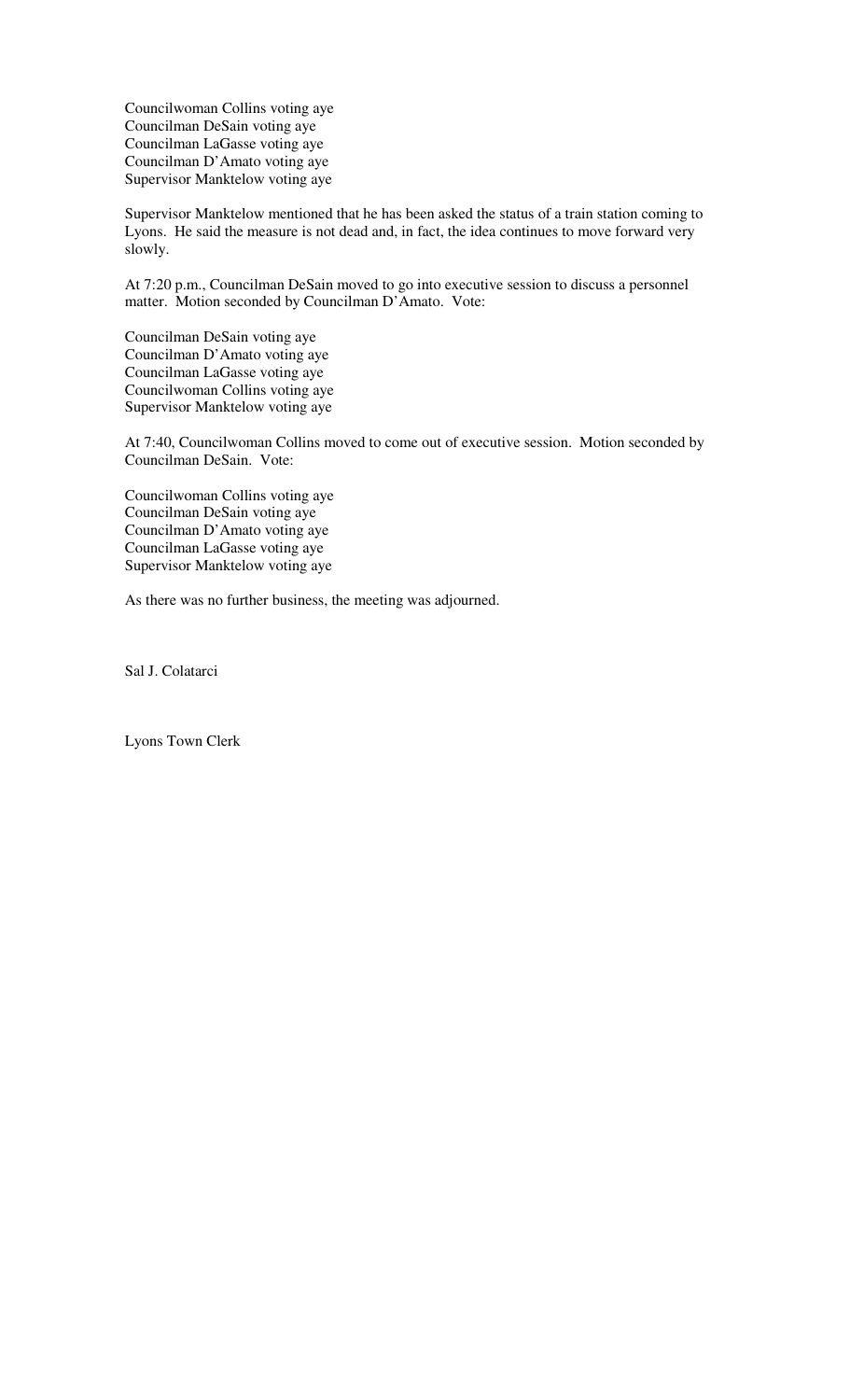Councilwoman Collins voting aye
Councilman DeSain voting aye
Councilman LaGasse voting aye
Councilman D'Amato voting aye
Supervisor Manktelow voting aye

Supervisor Manktelow mentioned that he has been asked the status of a train station coming to Lyons. He said the measure is not dead and, in fact, the idea continues to move forward very slowly.

At 7:20 p.m., Councilman DeSain moved to go into executive session to discuss a personnel matter. Motion seconded by Councilman D'Amato. Vote:

Councilman DeSain voting aye
Councilman D'Amato voting aye
Councilman LaGasse voting aye
Councilwoman Collins voting aye
Supervisor Manktelow voting aye

At 7:40, Councilwoman Collins moved to come out of executive session. Motion seconded by Councilman DeSain. Vote:

Councilwoman Collins voting aye
Councilman DeSain voting aye
Councilman D'Amato voting aye
Councilman LaGasse voting aye
Supervisor Manktelow voting aye

As there was no further business, the meeting was adjourned.

Sal J. Colatarci

Lyons Town Clerk